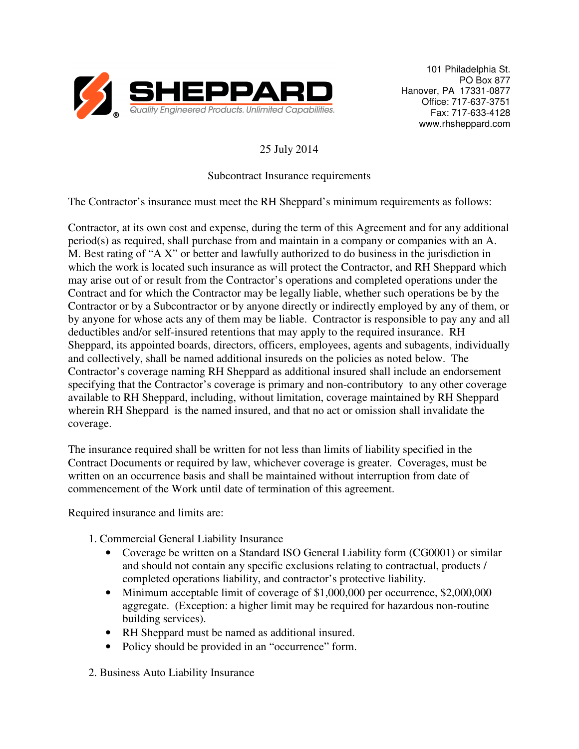**SHEPPARD**
*Quality Engineered Products. Unlimited Capabilities.*

101 Philadelphia St.
PO Box 877
Hanover, PA 17331-0877
Office: 717-637-3751
Fax: 717-633-4128
www.rhsheppard.com

25 July 2014

Subcontract Insurance requirements

The Contractor's insurance must meet the RH Sheppard's minimum requirements as follows:

Contractor, at its own cost and expense, during the term of this Agreement and for any additional period(s) as required, shall purchase from and maintain in a company or companies with an A. M. Best rating of "A X" or better and lawfully authorized to do business in the jurisdiction in which the work is located such insurance as will protect the Contractor, and RH Sheppard which may arise out of or result from the Contractor's operations and completed operations under the Contract and for which the Contractor may be legally liable, whether such operations be by the Contractor or by a Subcontractor or by anyone directly or indirectly employed by any of them, or by anyone for whose acts any of them may be liable. Contractor is responsible to pay any and all deductibles and/or self-insured retentions that may apply to the required insurance. RH Sheppard, its appointed boards, directors, officers, employees, agents and subagents, individually and collectively, shall be named additional insureds on the policies as noted below. The Contractor's coverage naming RH Sheppard as additional insured shall include an endorsement specifying that the Contractor's coverage is primary and non-contributory to any other coverage available to RH Sheppard, including, without limitation, coverage maintained by RH Sheppard wherein RH Sheppard is the named insured, and that no act or omission shall invalidate the coverage.

The insurance required shall be written for not less than limits of liability specified in the Contract Documents or required by law, whichever coverage is greater. Coverages, must be written on an occurrence basis and shall be maintained without interruption from date of commencement of the Work until date of termination of this agreement.

Required insurance and limits are:

1. Commercial General Liability Insurance
   - Coverage be written on a Standard ISO General Liability form (CG0001) or similar and should not contain any specific exclusions relating to contractual, products / completed operations liability, and contractor's protective liability.
   - Minimum acceptable limit of coverage of $1,000,000 per occurrence, $2,000,000 aggregate. (Exception: a higher limit may be required for hazardous non-routine building services).
   - RH Sheppard must be named as additional insured.
   - Policy should be provided in an "occurrence" form.

2. Business Auto Liability Insurance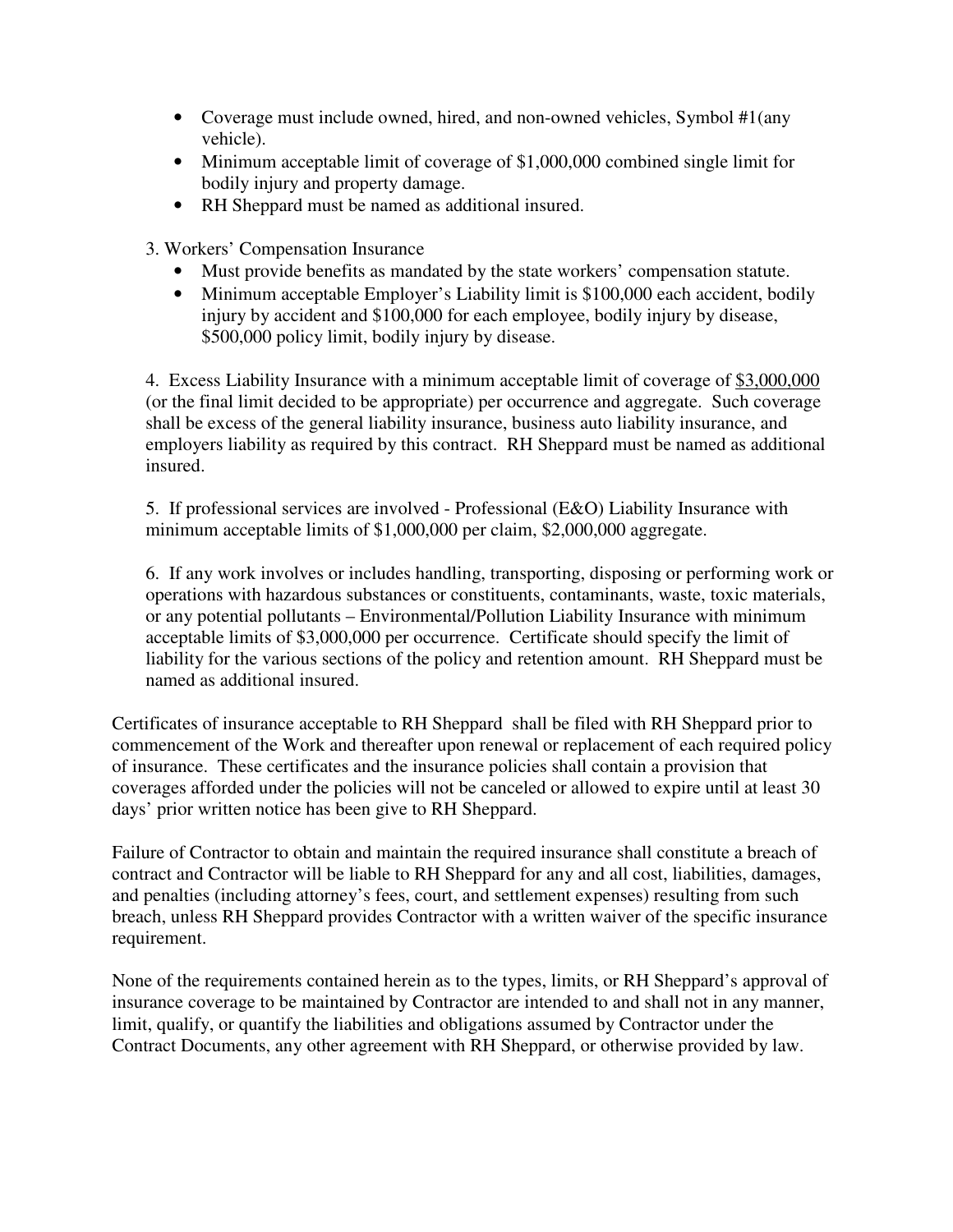- Coverage must include owned, hired, and non-owned vehicles, Symbol #1(any vehicle).
- Minimum acceptable limit of coverage of $1,000,000 combined single limit for bodily injury and property damage.
- RH Sheppard must be named as additional insured.

3. Workers' Compensation Insurance
   - Must provide benefits as mandated by the state workers' compensation statute.
   - Minimum acceptable Employer's Liability limit is $100,000 each accident, bodily injury by accident and $100,000 for each employee, bodily injury by disease, $500,000 policy limit, bodily injury by disease.

4. Excess Liability Insurance with a minimum acceptable limit of coverage of <u>$3,000,000</u> (or the final limit decided to be appropriate) per occurrence and aggregate. Such coverage shall be excess of the general liability insurance, business auto liability insurance, and employers liability as required by this contract. RH Sheppard must be named as additional insured.

5. If professional services are involved - Professional (E&O) Liability Insurance with minimum acceptable limits of $1,000,000 per claim, $2,000,000 aggregate.

6. If any work involves or includes handling, transporting, disposing or performing work or operations with hazardous substances or constituents, contaminants, waste, toxic materials, or any potential pollutants – Environmental/Pollution Liability Insurance with minimum acceptable limits of $3,000,000 per occurrence. Certificate should specify the limit of liability for the various sections of the policy and retention amount. RH Sheppard must be named as additional insured.

Certificates of insurance acceptable to RH Sheppard shall be filed with RH Sheppard prior to commencement of the Work and thereafter upon renewal or replacement of each required policy of insurance. These certificates and the insurance policies shall contain a provision that coverages afforded under the policies will not be canceled or allowed to expire until at least 30 days' prior written notice has been give to RH Sheppard.

Failure of Contractor to obtain and maintain the required insurance shall constitute a breach of contract and Contractor will be liable to RH Sheppard for any and all cost, liabilities, damages, and penalties (including attorney's fees, court, and settlement expenses) resulting from such breach, unless RH Sheppard provides Contractor with a written waiver of the specific insurance requirement.

None of the requirements contained herein as to the types, limits, or RH Sheppard's approval of insurance coverage to be maintained by Contractor are intended to and shall not in any manner, limit, qualify, or quantify the liabilities and obligations assumed by Contractor under the Contract Documents, any other agreement with RH Sheppard, or otherwise provided by law.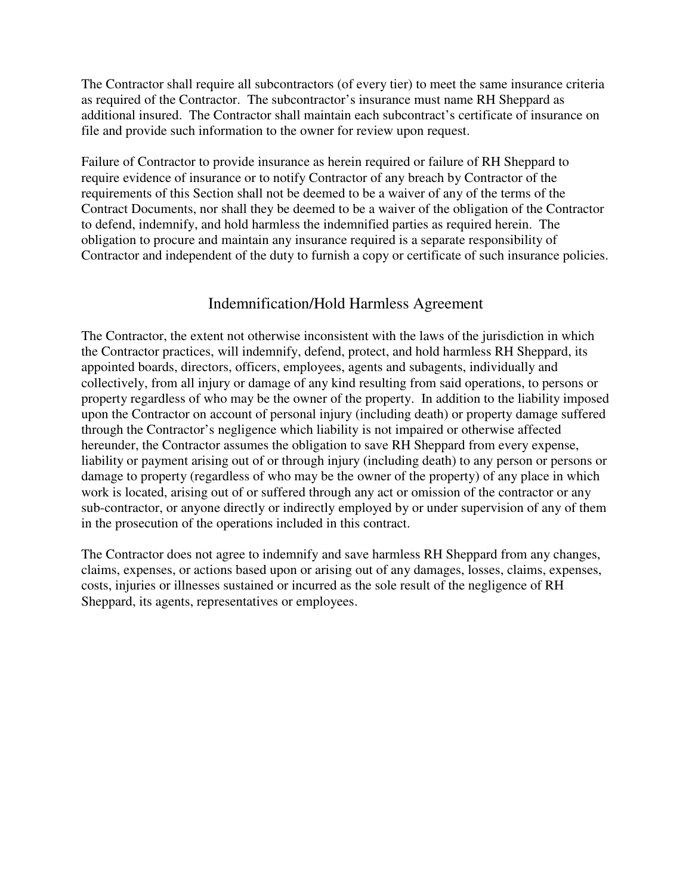The Contractor shall require all subcontractors (of every tier) to meet the same insurance criteria as required of the Contractor. The subcontractor's insurance must name RH Sheppard as additional insured. The Contractor shall maintain each subcontract's certificate of insurance on file and provide such information to the owner for review upon request.

Failure of Contractor to provide insurance as herein required or failure of RH Sheppard to require evidence of insurance or to notify Contractor of any breach by Contractor of the requirements of this Section shall not be deemed to be a waiver of any of the terms of the Contract Documents, nor shall they be deemed to be a waiver of the obligation of the Contractor to defend, indemnify, and hold harmless the indemnified parties as required herein. The obligation to procure and maintain any insurance required is a separate responsibility of Contractor and independent of the duty to furnish a copy or certificate of such insurance policies.

## Indemnification/Hold Harmless Agreement

The Contractor, the extent not otherwise inconsistent with the laws of the jurisdiction in which the Contractor practices, will indemnify, defend, protect, and hold harmless RH Sheppard, its appointed boards, directors, officers, employees, agents and subagents, individually and collectively, from all injury or damage of any kind resulting from said operations, to persons or property regardless of who may be the owner of the property. In addition to the liability imposed upon the Contractor on account of personal injury (including death) or property damage suffered through the Contractor's negligence which liability is not impaired or otherwise affected hereunder, the Contractor assumes the obligation to save RH Sheppard from every expense, liability or payment arising out of or through injury (including death) to any person or persons or damage to property (regardless of who may be the owner of the property) of any place in which work is located, arising out of or suffered through any act or omission of the contractor or any sub-contractor, or anyone directly or indirectly employed by or under supervision of any of them in the prosecution of the operations included in this contract.

The Contractor does not agree to indemnify and save harmless RH Sheppard from any changes, claims, expenses, or actions based upon or arising out of any damages, losses, claims, expenses, costs, injuries or illnesses sustained or incurred as the sole result of the negligence of RH Sheppard, its agents, representatives or employees.